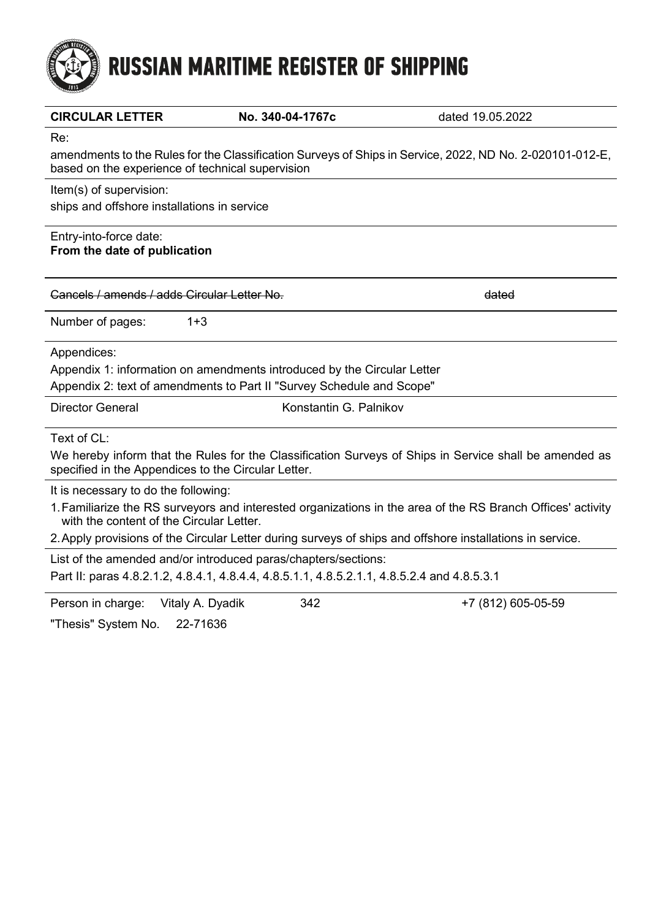# RUSSIAN MARITIME REGISTER OF SHIPPING

| **CIRCULAR LETTER** | **No. 340-04-1767c** | dated 19.05.2022 |
|---|---|---|

Re:

amendments to the Rules for the Classification Surveys of Ships in Service, 2022, ND No. 2-020101-012-E, based on the experience of technical supervision

Item(s) of supervision:

ships and offshore installations in service

Entry-into-force date:

**From the date of publication**

~~Cancels / amends / adds Circular Letter No.~~ ~~dated~~

Number of pages: 1+3

Appendices:

Appendix 1: information on amendments introduced by the Circular Letter

Appendix 2: text of amendments to Part II "Survey Schedule and Scope"

Director General Konstantin G. Palnikov

Text of CL:

We hereby inform that the Rules for the Classification Surveys of Ships in Service shall be amended as specified in the Appendices to the Circular Letter.

It is necessary to do the following:

1. Familiarize the RS surveyors and interested organizations in the area of the RS Branch Offices' activity with the content of the Circular Letter.
2. Apply provisions of the Circular Letter during surveys of ships and offshore installations in service.

List of the amended and/or introduced paras/chapters/sections:

Part II: paras 4.8.2.1.2, 4.8.4.1, 4.8.4.4, 4.8.5.1.1, 4.8.5.2.1.1, 4.8.5.2.4 and 4.8.5.3.1

| Person in charge: | Vitaly A. Dyadik | 342 | +7 (812) 605-05-59 |
|---|---|---|---|

"Thesis" System No. 22-71636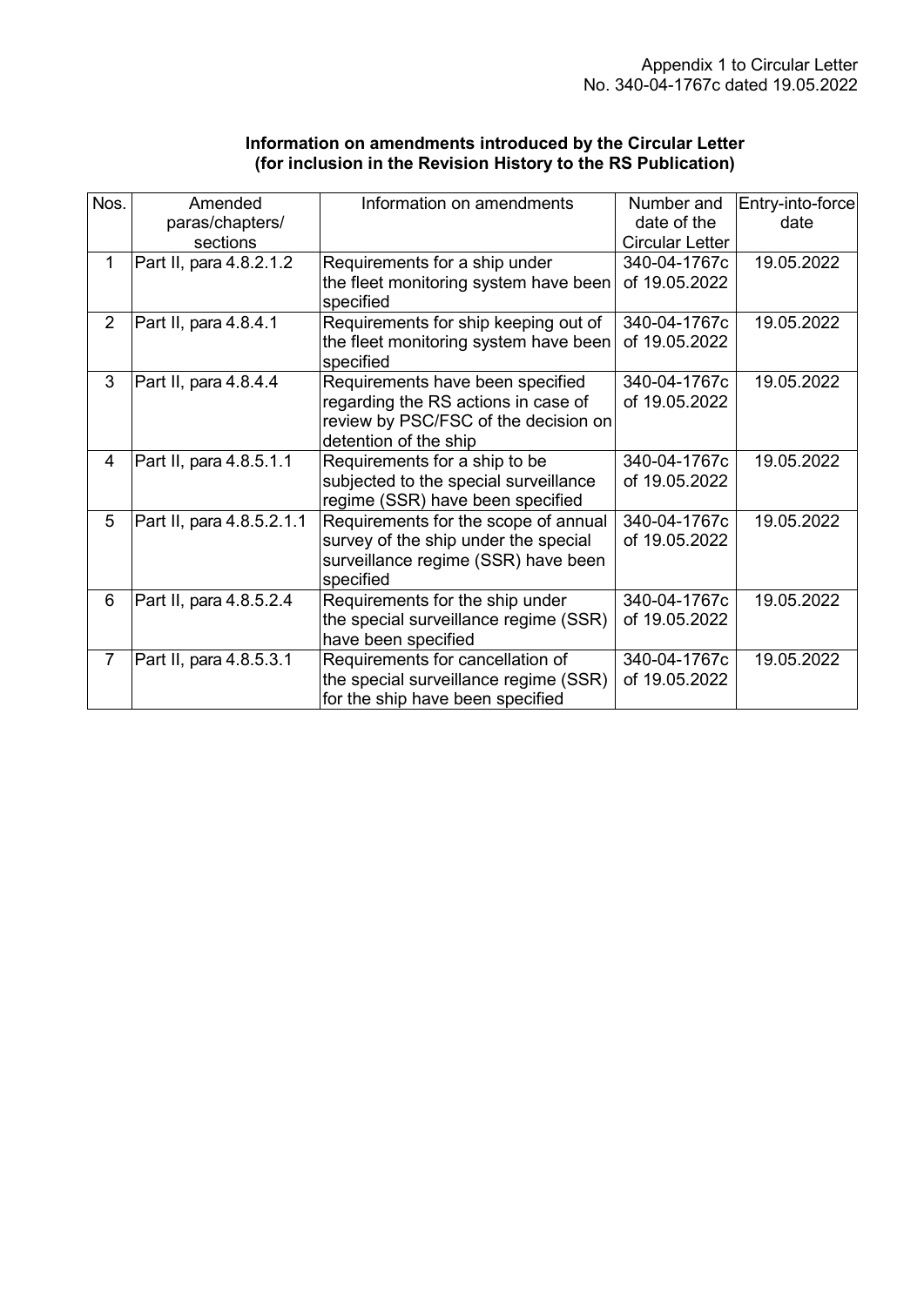Appendix 1 to Circular Letter
No. 340-04-1767c dated 19.05.2022

**Information on amendments introduced by the Circular Letter**
**(for inclusion in the Revision History to the RS Publication)**

| Nos. | Amended paras/chapters/ sections | Information on amendments | Number and date of the Circular Letter | Entry-into-force date |
|---|---|---|---|---|
| 1 | Part II, para 4.8.2.1.2 | Requirements for a ship under the fleet monitoring system have been specified | 340-04-1767c of 19.05.2022 | 19.05.2022 |
| 2 | Part II, para 4.8.4.1 | Requirements for ship keeping out of the fleet monitoring system have been specified | 340-04-1767c of 19.05.2022 | 19.05.2022 |
| 3 | Part II, para 4.8.4.4 | Requirements have been specified regarding the RS actions in case of review by PSC/FSC of the decision on detention of the ship | 340-04-1767c of 19.05.2022 | 19.05.2022 |
| 4 | Part II, para 4.8.5.1.1 | Requirements for a ship to be subjected to the special surveillance regime (SSR) have been specified | 340-04-1767c of 19.05.2022 | 19.05.2022 |
| 5 | Part II, para 4.8.5.2.1.1 | Requirements for the scope of annual survey of the ship under the special surveillance regime (SSR) have been specified | 340-04-1767c of 19.05.2022 | 19.05.2022 |
| 6 | Part II, para 4.8.5.2.4 | Requirements for the ship under the special surveillance regime (SSR) have been specified | 340-04-1767c of 19.05.2022 | 19.05.2022 |
| 7 | Part II, para 4.8.5.3.1 | Requirements for cancellation of the special surveillance regime (SSR) for the ship have been specified | 340-04-1767c of 19.05.2022 | 19.05.2022 |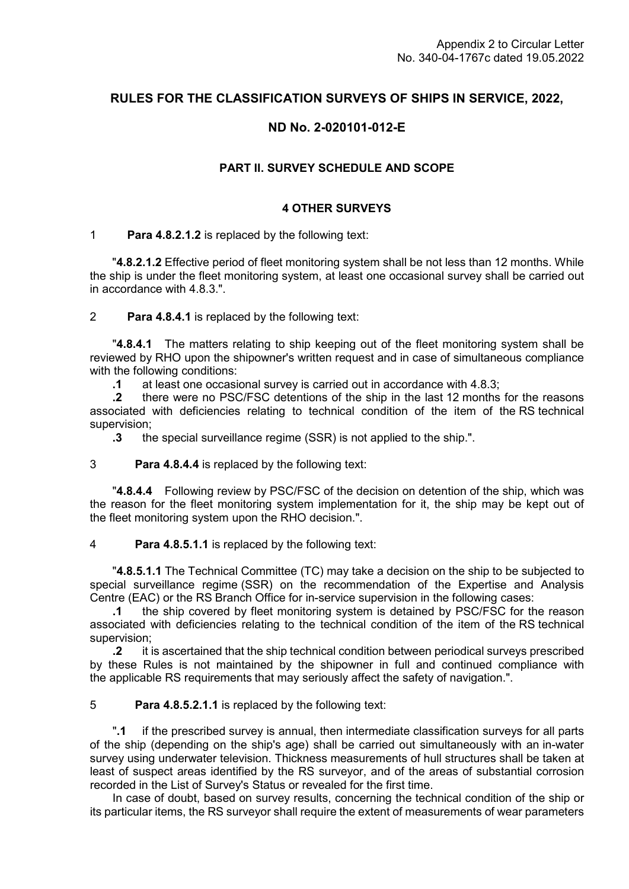Appendix 2 to Circular Letter
No. 340-04-1767c dated 19.05.2022

## RULES FOR THE CLASSIFICATION SURVEYS OF SHIPS IN SERVICE, 2022,

## ND No. 2-020101-012-E

### PART II. SURVEY SCHEDULE AND SCOPE

#### 4 OTHER SURVEYS

1 **Para 4.8.2.1.2** is replaced by the following text:

"**4.8.2.1.2** Effective period of fleet monitoring system shall be not less than 12 months. While the ship is under the fleet monitoring system, at least one occasional survey shall be carried out in accordance with 4.8.3.".

2 **Para 4.8.4.1** is replaced by the following text:

"**4.8.4.1** The matters relating to ship keeping out of the fleet monitoring system shall be reviewed by RHO upon the shipowner's written request and in case of simultaneous compliance with the following conditions:

**.1** at least one occasional survey is carried out in accordance with 4.8.3;

**.2** there were no PSC/FSC detentions of the ship in the last 12 months for the reasons associated with deficiencies relating to technical condition of the item of the RS technical supervision;

**.3** the special surveillance regime (SSR) is not applied to the ship.".

3 **Para 4.8.4.4** is replaced by the following text:

"**4.8.4.4** Following review by PSC/FSC of the decision on detention of the ship, which was the reason for the fleet monitoring system implementation for it, the ship may be kept out of the fleet monitoring system upon the RHO decision.".

4 **Para 4.8.5.1.1** is replaced by the following text:

"**4.8.5.1.1** The Technical Committee (TC) may take a decision on the ship to be subjected to special surveillance regime (SSR) on the recommendation of the Expertise and Analysis Centre (EAC) or the RS Branch Office for in-service supervision in the following cases:

**.1** the ship covered by fleet monitoring system is detained by PSC/FSC for the reason associated with deficiencies relating to the technical condition of the item of the RS technical supervision;

**.2** it is ascertained that the ship technical condition between periodical surveys prescribed by these Rules is not maintained by the shipowner in full and continued compliance with the applicable RS requirements that may seriously affect the safety of navigation.".

5 **Para 4.8.5.2.1.1** is replaced by the following text:

"**.1** if the prescribed survey is annual, then intermediate classification surveys for all parts of the ship (depending on the ship's age) shall be carried out simultaneously with an in-water survey using underwater television. Thickness measurements of hull structures shall be taken at least of suspect areas identified by the RS surveyor, and of the areas of substantial corrosion recorded in the List of Survey's Status or revealed for the first time.

In case of doubt, based on survey results, concerning the technical condition of the ship or its particular items, the RS surveyor shall require the extent of measurements of wear parameters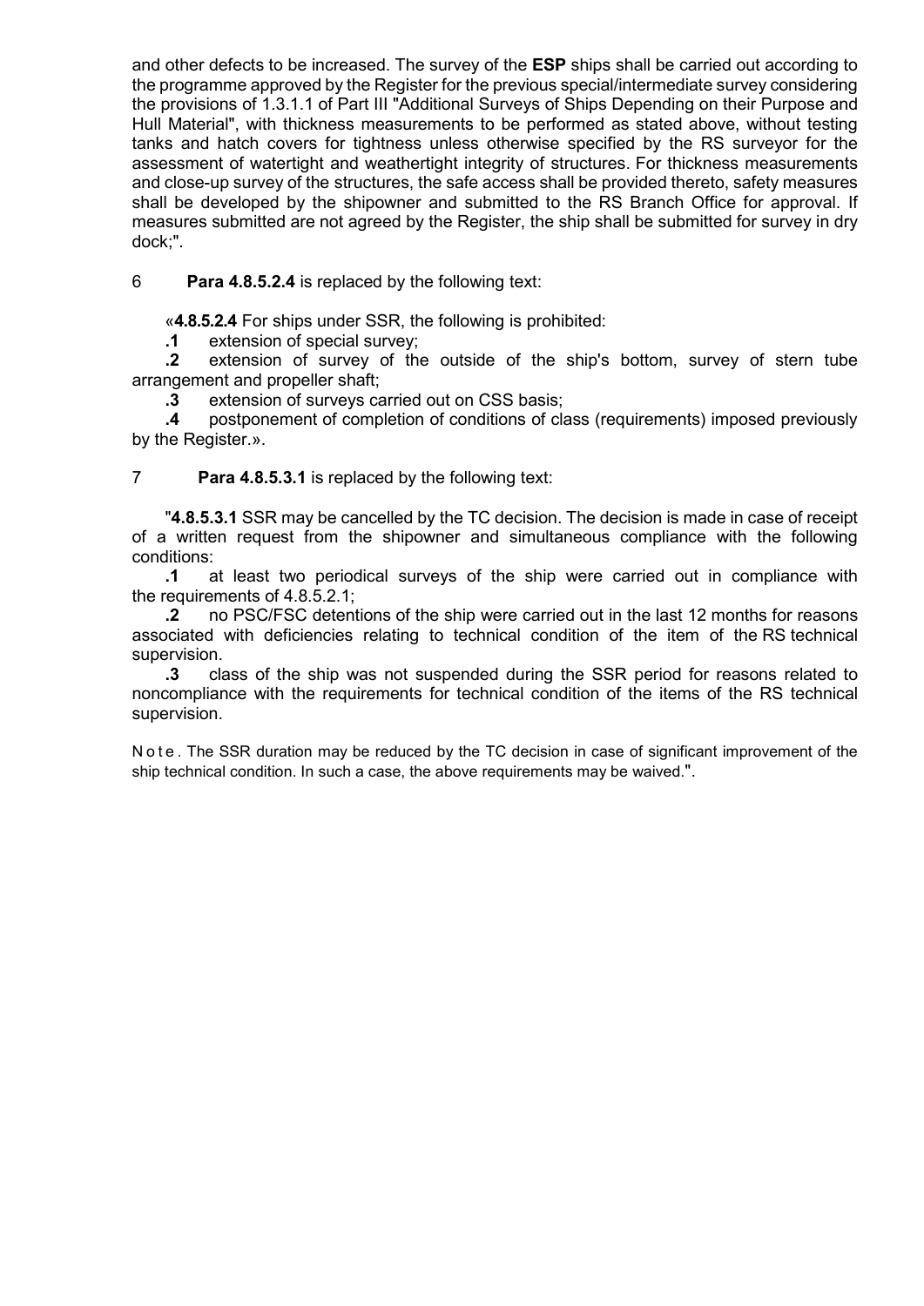and other defects to be increased. The survey of the **ESP** ships shall be carried out according to the programme approved by the Register for the previous special/intermediate survey considering the provisions of 1.3.1.1 of Part III "Additional Surveys of Ships Depending on their Purpose and Hull Material", with thickness measurements to be performed as stated above, without testing tanks and hatch covers for tightness unless otherwise specified by the RS surveyor for the assessment of watertight and weathertight integrity of structures. For thickness measurements and close-up survey of the structures, the safe access shall be provided thereto, safety measures shall be developed by the shipowner and submitted to the RS Branch Office for approval. If measures submitted are not agreed by the Register, the ship shall be submitted for survey in dry dock;".

6 **Para 4.8.5.2.4** is replaced by the following text:

«**4.8.5.2.4** For ships under SSR, the following is prohibited:

**.1** extension of special survey;

**.2** extension of survey of the outside of the ship's bottom, survey of stern tube arrangement and propeller shaft;

**.3** extension of surveys carried out on CSS basis;

**.4** postponement of completion of conditions of class (requirements) imposed previously by the Register.».

7 **Para 4.8.5.3.1** is replaced by the following text:

"**4.8.5.3.1** SSR may be cancelled by the TC decision. The decision is made in case of receipt of a written request from the shipowner and simultaneous compliance with the following conditions:

**.1** at least two periodical surveys of the ship were carried out in compliance with the requirements of 4.8.5.2.1;

**.2** no PSC/FSC detentions of the ship were carried out in the last 12 months for reasons associated with deficiencies relating to technical condition of the item of the RS technical supervision.

**.3** class of the ship was not suspended during the SSR period for reasons related to noncompliance with the requirements for technical condition of the items of the RS technical supervision.

N o t e . The SSR duration may be reduced by the TC decision in case of significant improvement of the ship technical condition. In such a case, the above requirements may be waived.".